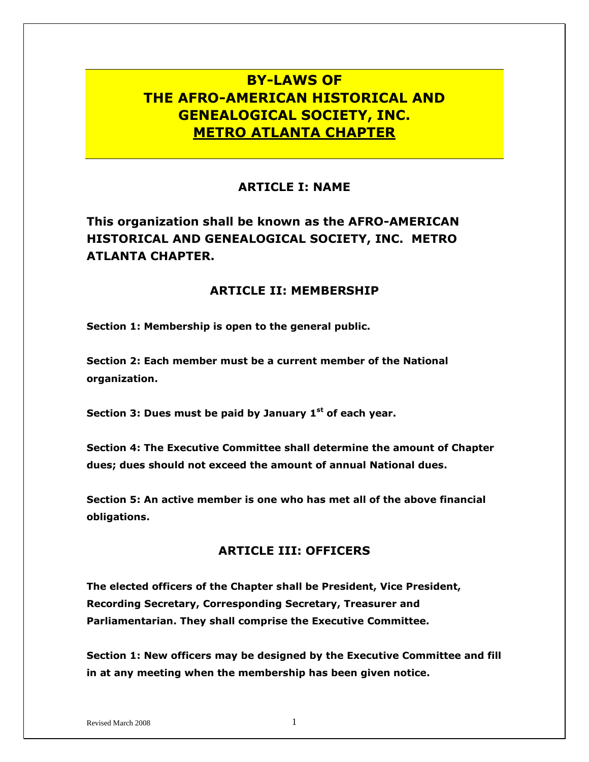# BY-LAWS OF THE AFRO-AMERICAN HISTORICAL AND GENEALOGICAL SOCIETY, INC. METRO ATLANTA CHAPTER

## ARTICLE I: NAME

**This organization shall be known as the AFRO-AMERICAN HISTORICAL AND GENEALOGICAL SOCIETY, INC. METRO ATLANTA CHAPTER.**

## ARTICLE II: MEMBERSHIP

**Section 1: Membership is open to the general public.**

**Section 2: Each member must be a current member of the National organization.**

**Section 3: Dues must be paid by January 1st of each year.**

**Section 4: The Executive Committee shall determine the amount of Chapter dues; dues should not exceed the amount of annual National dues.**

**Section 5: An active member is one who has met all of the above financial obligations.**

## ARTICLE III: OFFICERS

**The elected officers of the Chapter shall be President, Vice President, Recording Secretary, Corresponding Secretary, Treasurer and Parliamentarian. They shall comprise the Executive Committee.**

**Section 1: New officers may be designed by the Executive Committee and fill in at any meeting when the membership has been given notice.**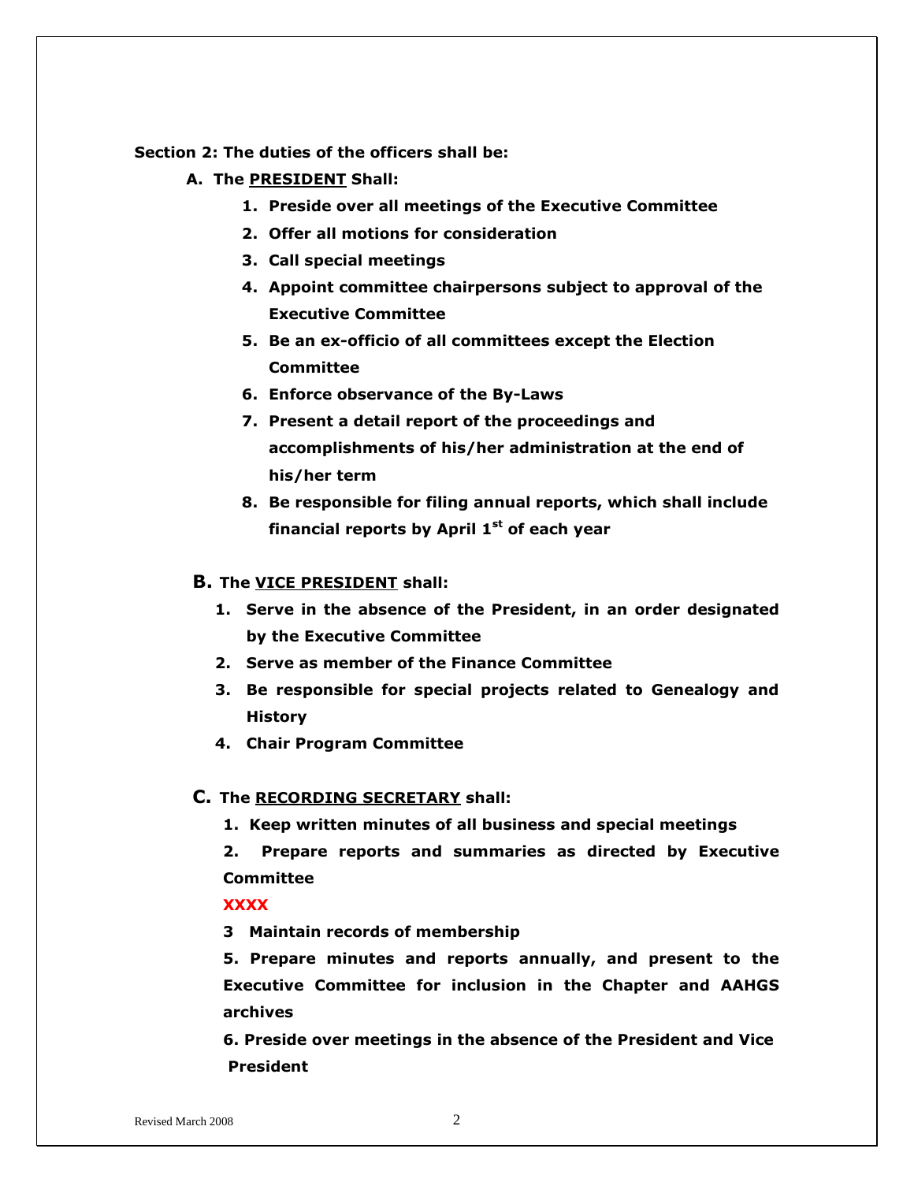**Section 2: The duties of the officers shall be:**

**A. The <u>PRESIDENT</u> Shall:**

1. **Preside over all meetings of the Executive Committee**
2. **Offer all motions for consideration**
3. **Call special meetings**
4. **Appoint committee chairpersons subject to approval of the Executive Committee**
5. **Be an ex-officio of all committees except the Election Committee**
6. **Enforce observance of the By-Laws**
7. **Present a detail report of the proceedings and accomplishments of his/her administration at the end of his/her term**
8. **Be responsible for filing annual reports, which shall include financial reports by April 1st of each year**

**B. The <u>VICE PRESIDENT</u> shall:**

1. **Serve in the absence of the President, in an order designated by the Executive Committee**
2. **Serve as member of the Finance Committee**
3. **Be responsible for special projects related to Genealogy and History**
4. **Chair Program Committee**

**C. The <u>RECORDING SECRETARY</u> shall:**

**1. Keep written minutes of all business and special meetings**

**2. Prepare reports and summaries as directed by Executive Committee**

**XXXX**

**3 Maintain records of membership**

**5. Prepare minutes and reports annually, and present to the Executive Committee for inclusion in the Chapter and AAHGS archives**

**6. Preside over meetings in the absence of the President and Vice President**

Revised March 2008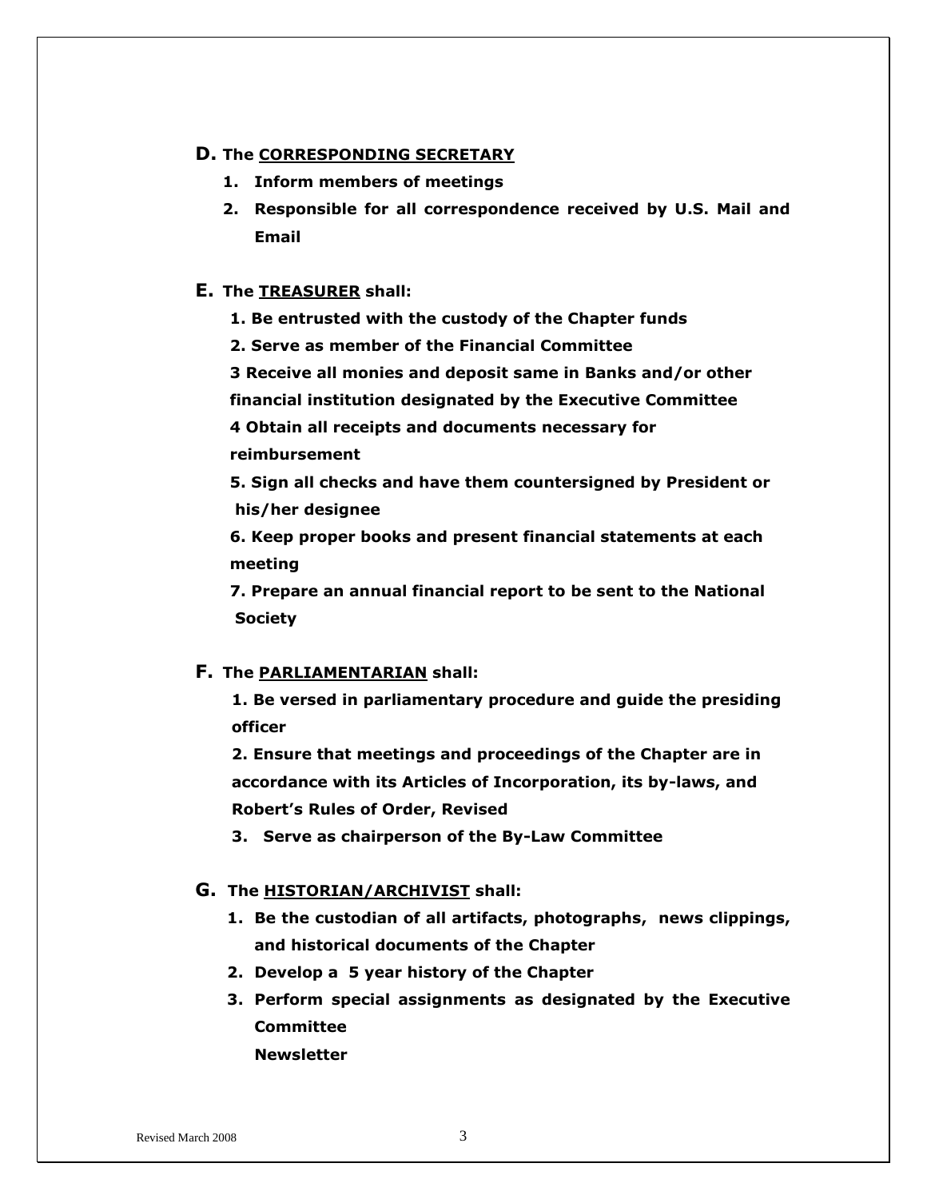**D. The <u>CORRESPONDING SECRETARY</u>**

1. **Inform members of meetings**
2. **Responsible for all correspondence received by U.S. Mail and Email**

**E. The <u>TREASURER</u> shall:**

1. **Be entrusted with the custody of the Chapter funds**
2. **Serve as member of the Financial Committee**
3. **Receive all monies and deposit same in Banks and/or other financial institution designated by the Executive Committee**
4. **Obtain all receipts and documents necessary for reimbursement**
5. **Sign all checks and have them countersigned by President or his/her designee**
6. **Keep proper books and present financial statements at each meeting**
7. **Prepare an annual financial report to be sent to the National Society**

**F. The <u>PARLIAMENTARIAN</u> shall:**

1. **Be versed in parliamentary procedure and guide the presiding officer**
2. **Ensure that meetings and proceedings of the Chapter are in accordance with its Articles of Incorporation, its by-laws, and Robert's Rules of Order, Revised**
3. **Serve as chairperson of the By-Law Committee**

**G. The <u>HISTORIAN/ARCHIVIST</u> shall:**

1. **Be the custodian of all artifacts, photographs, news clippings, and historical documents of the Chapter**
2. **Develop a 5 year history of the Chapter**
3. **Perform special assignments as designated by the Executive Committee**
   **Newsletter**

Revised March 2008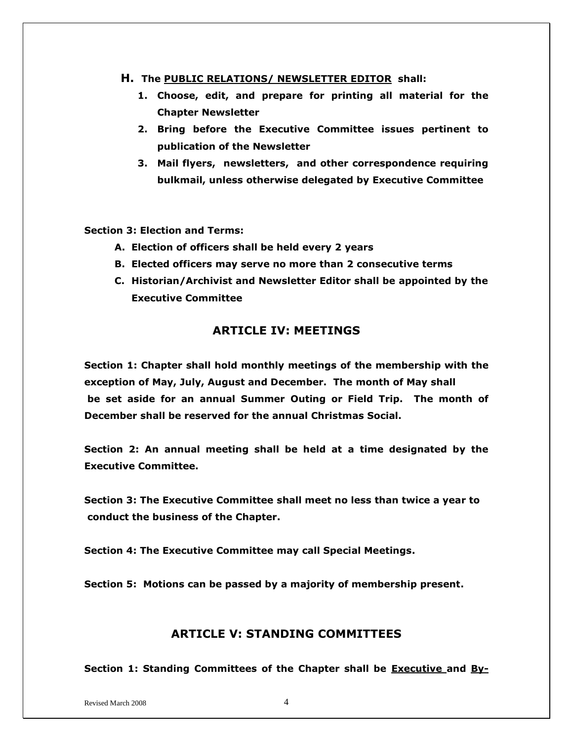**H. The <u>PUBLIC RELATIONS/ NEWSLETTER EDITOR</u> shall:**

1. **Choose, edit, and prepare for printing all material for the Chapter Newsletter**
2. **Bring before the Executive Committee issues pertinent to publication of the Newsletter**
3. **Mail flyers, newsletters, and other correspondence requiring bulkmail, unless otherwise delegated by Executive Committee**

**Section 3: Election and Terms:**

- **A. Election of officers shall be held every 2 years**
- **B. Elected officers may serve no more than 2 consecutive terms**
- **C. Historian/Archivist and Newsletter Editor shall be appointed by the Executive Committee**

## ARTICLE IV: MEETINGS

**Section 1: Chapter shall hold monthly meetings of the membership with the exception of May, July, August and December. The month of May shall be set aside for an annual Summer Outing or Field Trip. The month of December shall be reserved for the annual Christmas Social.**

**Section 2: An annual meeting shall be held at a time designated by the Executive Committee.**

**Section 3: The Executive Committee shall meet no less than twice a year to conduct the business of the Chapter.**

**Section 4: The Executive Committee may call Special Meetings.**

**Section 5: Motions can be passed by a majority of membership present.**

## ARTICLE V: STANDING COMMITTEES

**Section 1: Standing Committees of the Chapter shall be <u>Executive</u> and <u>By-</u>**

Revised March 2008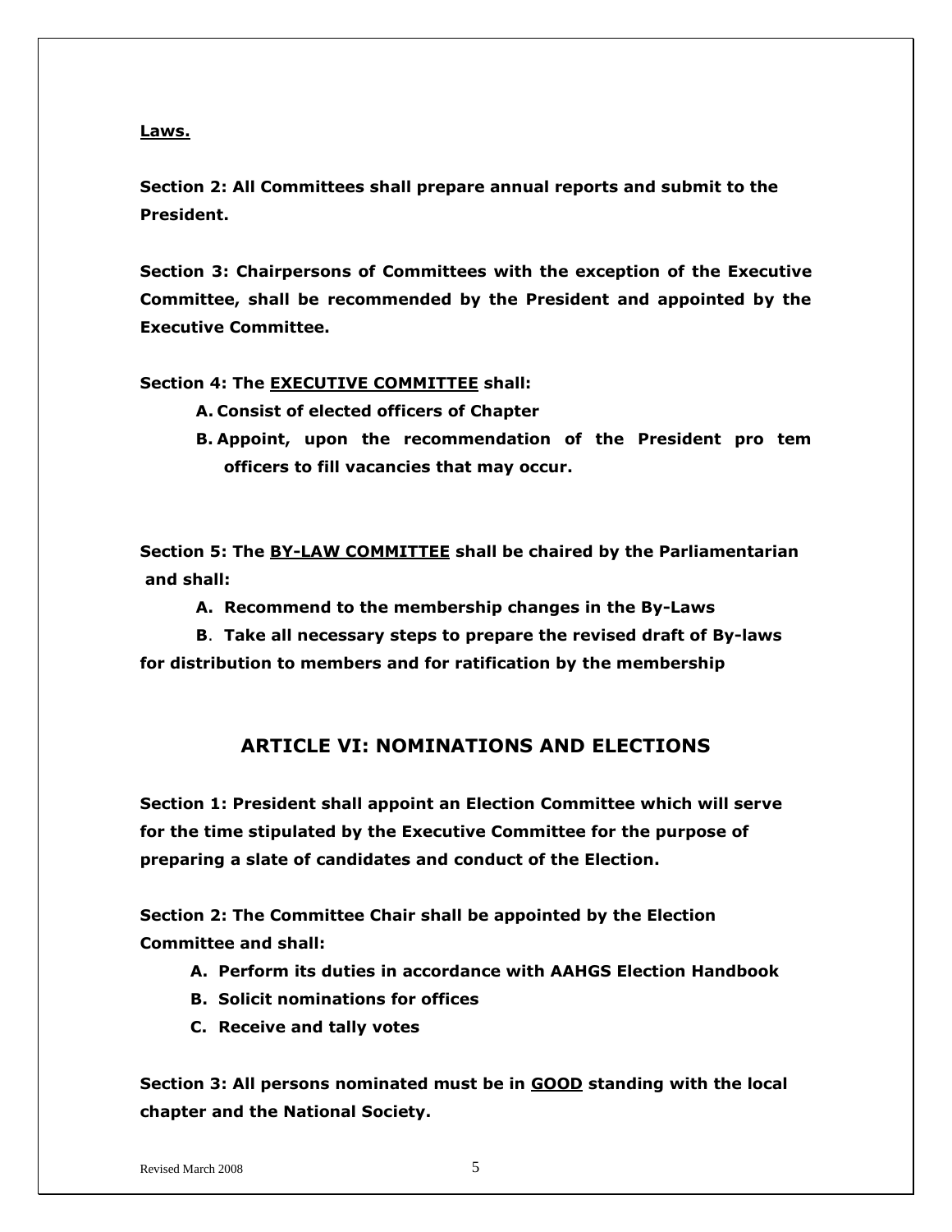**Laws.**

**Section 2: All Committees shall prepare annual reports and submit to the President.**

**Section 3: Chairpersons of Committees with the exception of the Executive Committee, shall be recommended by the President and appointed by the Executive Committee.**

**Section 4: The <u>EXECUTIVE COMMITTEE</u> shall:**

- **A. Consist of elected officers of Chapter**
- **B. Appoint, upon the recommendation of the President pro tem officers to fill vacancies that may occur.**

**Section 5: The <u>BY-LAW COMMITTEE</u> shall be chaired by the Parliamentarian and shall:**

- **A. Recommend to the membership changes in the By-Laws**
- **B. Take all necessary steps to prepare the revised draft of By-laws for distribution to members and for ratification by the membership**

## ARTICLE VI: NOMINATIONS AND ELECTIONS

**Section 1: President shall appoint an Election Committee which will serve for the time stipulated by the Executive Committee for the purpose of preparing a slate of candidates and conduct of the Election.**

**Section 2: The Committee Chair shall be appointed by the Election Committee and shall:**

- **A. Perform its duties in accordance with AAHGS Election Handbook**
- **B. Solicit nominations for offices**
- **C. Receive and tally votes**

**Section 3: All persons nominated must be in <u>GOOD</u> standing with the local chapter and the National Society.**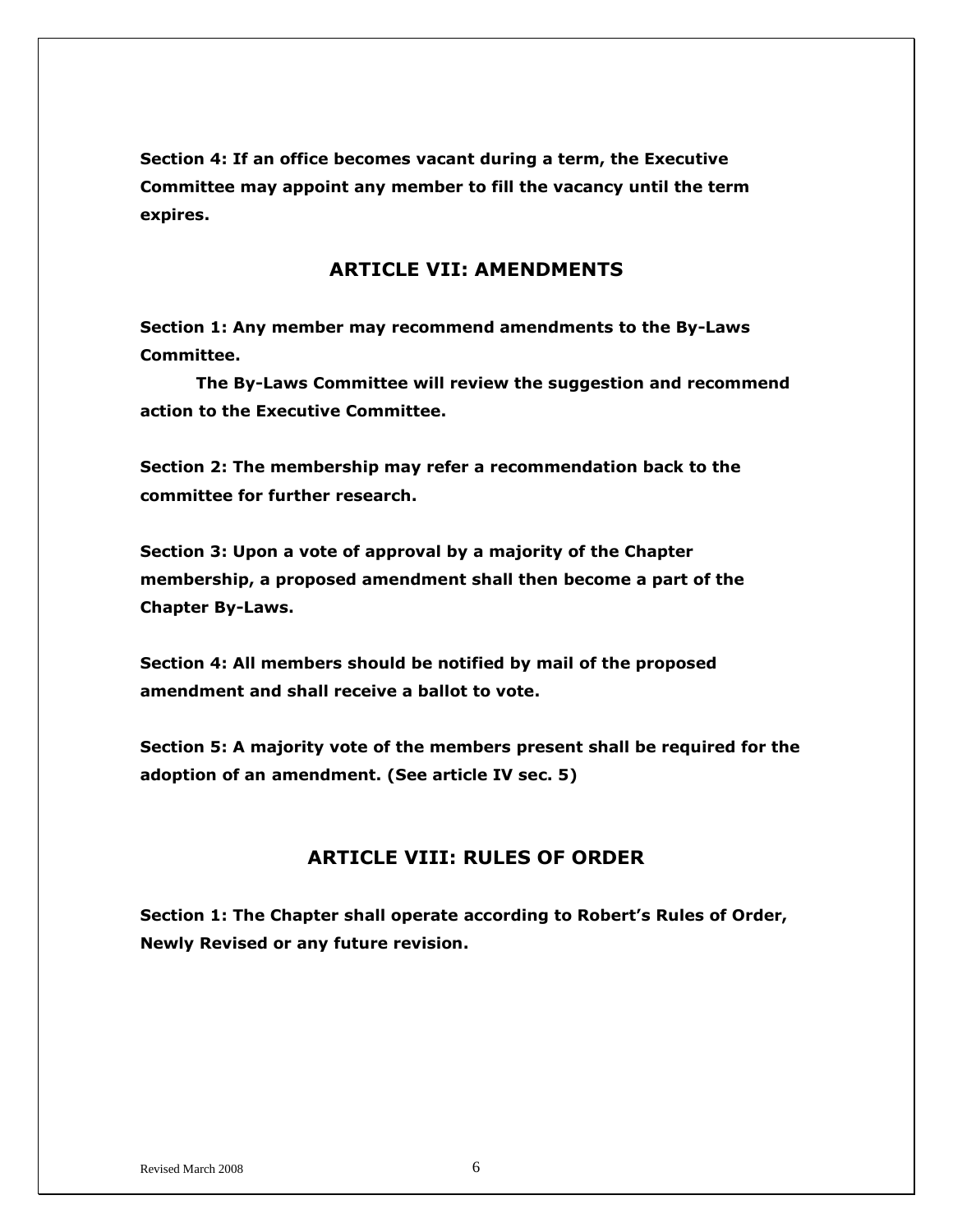**Section 4: If an office becomes vacant during a term, the Executive Committee may appoint any member to fill the vacancy until the term expires.**

## ARTICLE VII: AMENDMENTS

**Section 1: Any member may recommend amendments to the By-Laws Committee.**

**The By-Laws Committee will review the suggestion and recommend action to the Executive Committee.**

**Section 2: The membership may refer a recommendation back to the committee for further research.**

**Section 3: Upon a vote of approval by a majority of the Chapter membership, a proposed amendment shall then become a part of the Chapter By-Laws.**

**Section 4: All members should be notified by mail of the proposed amendment and shall receive a ballot to vote.**

**Section 5: A majority vote of the members present shall be required for the adoption of an amendment. (See article IV sec. 5)**

## ARTICLE VIII: RULES OF ORDER

**Section 1: The Chapter shall operate according to Robert's Rules of Order, Newly Revised or any future revision.**

Revised March 2008